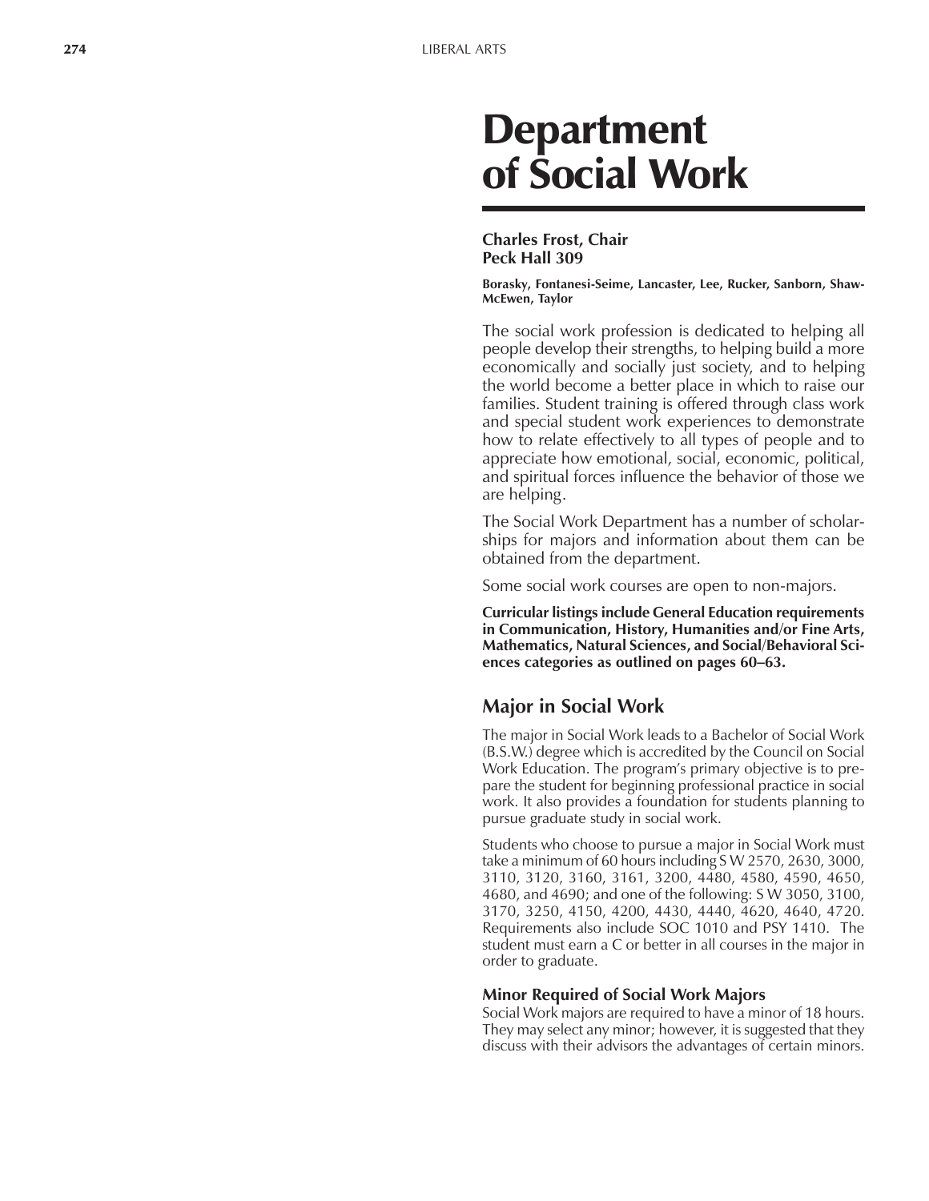# Department of Social Work

**Charles Frost, Chair**
**Peck Hall 309**

**Borasky, Fontanesi-Seime, Lancaster, Lee, Rucker, Sanborn, Shaw-McEwen, Taylor**

The social work profession is dedicated to helping all people develop their strengths, to helping build a more economically and socially just society, and to helping the world become a better place in which to raise our families. Student training is offered through class work and special student work experiences to demonstrate how to relate effectively to all types of people and to appreciate how emotional, social, economic, political, and spiritual forces influence the behavior of those we are helping.

The Social Work Department has a number of scholarships for majors and information about them can be obtained from the department.

Some social work courses are open to non-majors.

**Curricular listings include General Education requirements in Communication, History, Humanities and/or Fine Arts, Mathematics, Natural Sciences, and Social/Behavioral Sciences categories as outlined on pages 60–63.**

## Major in Social Work

The major in Social Work leads to a Bachelor of Social Work (B.S.W.) degree which is accredited by the Council on Social Work Education. The program's primary objective is to prepare the student for beginning professional practice in social work. It also provides a foundation for students planning to pursue graduate study in social work.

Students who choose to pursue a major in Social Work must take a minimum of 60 hours including S W 2570, 2630, 3000, 3110, 3120, 3160, 3161, 3200, 4480, 4580, 4590, 4650, 4680, and 4690; and one of the following: S W 3050, 3100, 3170, 3250, 4150, 4200, 4430, 4440, 4620, 4640, 4720. Requirements also include SOC 1010 and PSY 1410. The student must earn a C or better in all courses in the major in order to graduate.

### Minor Required of Social Work Majors

Social Work majors are required to have a minor of 18 hours. They may select any minor; however, it is suggested that they discuss with their advisors the advantages of certain minors.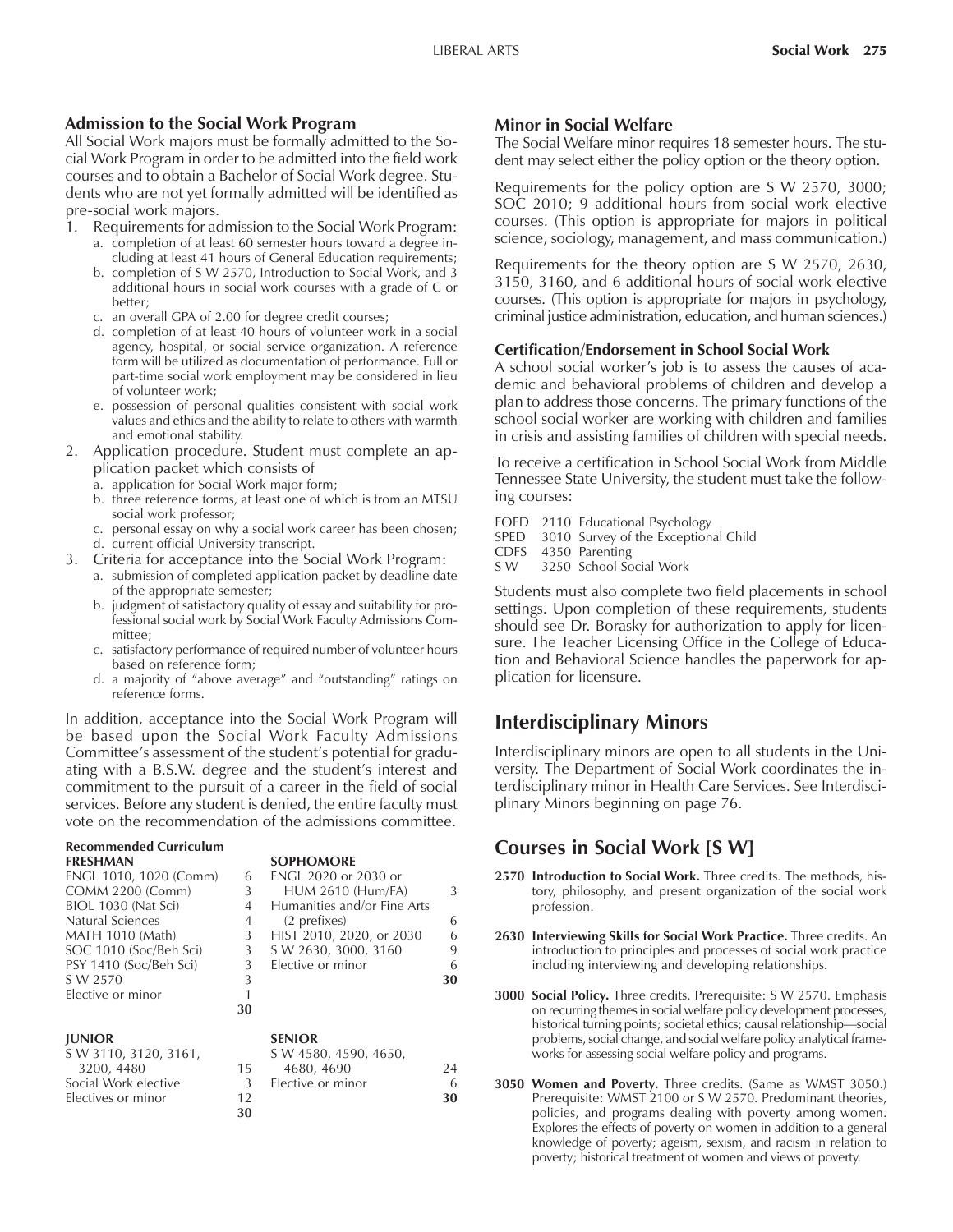### Admission to the Social Work Program

All Social Work majors must be formally admitted to the Social Work Program in order to be admitted into the field work courses and to obtain a Bachelor of Social Work degree. Students who are not yet formally admitted will be identified as pre-social work majors.

1. Requirements for admission to the Social Work Program:
   a. completion of at least 60 semester hours toward a degree including at least 41 hours of General Education requirements;
   b. completion of S W 2570, Introduction to Social Work, and 3 additional hours in social work courses with a grade of C or better;
   c. an overall GPA of 2.00 for degree credit courses;
   d. completion of at least 40 hours of volunteer work in a social agency, hospital, or social service organization. A reference form will be utilized as documentation of performance. Full or part-time social work employment may be considered in lieu of volunteer work;
   e. possession of personal qualities consistent with social work values and ethics and the ability to relate to others with warmth and emotional stability.
2. Application procedure. Student must complete an application packet which consists of
   a. application for Social Work major form;
   b. three reference forms, at least one of which is from an MTSU social work professor;
   c. personal essay on why a social work career has been chosen;
   d. current official University transcript.
3. Criteria for acceptance into the Social Work Program:
   a. submission of completed application packet by deadline date of the appropriate semester;
   b. judgment of satisfactory quality of essay and suitability for professional social work by Social Work Faculty Admissions Committee;
   c. satisfactory performance of required number of volunteer hours based on reference form;
   d. a majority of "above average" and "outstanding" ratings on reference forms.

In addition, acceptance into the Social Work Program will be based upon the Social Work Faculty Admissions Committee's assessment of the student's potential for graduating with a B.S.W. degree and the student's interest and commitment to the pursuit of a career in the field of social services. Before any student is denied, the entire faculty must vote on the recommendation of the admissions committee.

**Recommended Curriculum**

| FRESHMAN | | SOPHOMORE | |
|---|---|---|---|
| ENGL 1010, 1020 (Comm) | 6 | ENGL 2020 or 2030 or HUM 2610 (Hum/FA) | 3 |
| COMM 2200 (Comm) | 3 | Humanities and/or Fine Arts (2 prefixes) | 6 |
| BIOL 1030 (Nat Sci) | 4 | HIST 2010, 2020, or 2030 | 6 |
| Natural Sciences | 4 | S W 2630, 3000, 3160 | 9 |
| MATH 1010 (Math) | 3 | Elective or minor | 6 |
| SOC 1010 (Soc/Beh Sci) | 3 | | **30** |
| PSY 1410 (Soc/Beh Sci) | 3 | | |
| S W 2570 | 3 | | |
| Elective or minor | 1 | | |
| | **30** | | |

| JUNIOR | | SENIOR | |
|---|---|---|---|
| S W 3110, 3120, 3161, 3200, 4480 | 15 | S W 4580, 4590, 4650, 4680, 4690 | 24 |
| Social Work elective | 3 | Elective or minor | 6 |
| Electives or minor | 12 | | **30** |
| | **30** | | |

### Minor in Social Welfare

The Social Welfare minor requires 18 semester hours. The student may select either the policy option or the theory option.

Requirements for the policy option are S W 2570, 3000; SOC 2010; 9 additional hours from social work elective courses. (This option is appropriate for majors in political science, sociology, management, and mass communication.)

Requirements for the theory option are S W 2570, 2630, 3150, 3160, and 6 additional hours of social work elective courses. (This option is appropriate for majors in psychology, criminal justice administration, education, and human sciences.)

#### Certification/Endorsement in School Social Work

A school social worker's job is to assess the causes of academic and behavioral problems of children and develop a plan to address those concerns. The primary functions of the school social worker are working with children and families in crisis and assisting families of children with special needs.

To receive a certification in School Social Work from Middle Tennessee State University, the student must take the following courses:

FOED 2110 Educational Psychology
SPED 3010 Survey of the Exceptional Child
CDFS 4350 Parenting
S W 3250 School Social Work

Students must also complete two field placements in school settings. Upon completion of these requirements, students should see Dr. Borasky for authorization to apply for licensure. The Teacher Licensing Office in the College of Education and Behavioral Science handles the paperwork for application for licensure.

## Interdisciplinary Minors

Interdisciplinary minors are open to all students in the University. The Department of Social Work coordinates the interdisciplinary minor in Health Care Services. See Interdisciplinary Minors beginning on page 76.

## Courses in Social Work [S W]

**2570 Introduction to Social Work.** Three credits. The methods, history, philosophy, and present organization of the social work profession.

**2630 Interviewing Skills for Social Work Practice.** Three credits. An introduction to principles and processes of social work practice including interviewing and developing relationships.

**3000 Social Policy.** Three credits. Prerequisite: S W 2570. Emphasis on recurring themes in social welfare policy development processes, historical turning points; societal ethics; causal relationship—social problems, social change, and social welfare policy analytical frameworks for assessing social welfare policy and programs.

**3050 Women and Poverty.** Three credits. (Same as WMST 3050.) Prerequisite: WMST 2100 or S W 2570. Predominant theories, policies, and programs dealing with poverty among women. Explores the effects of poverty on women in addition to a general knowledge of poverty; ageism, sexism, and racism in relation to poverty; historical treatment of women and views of poverty.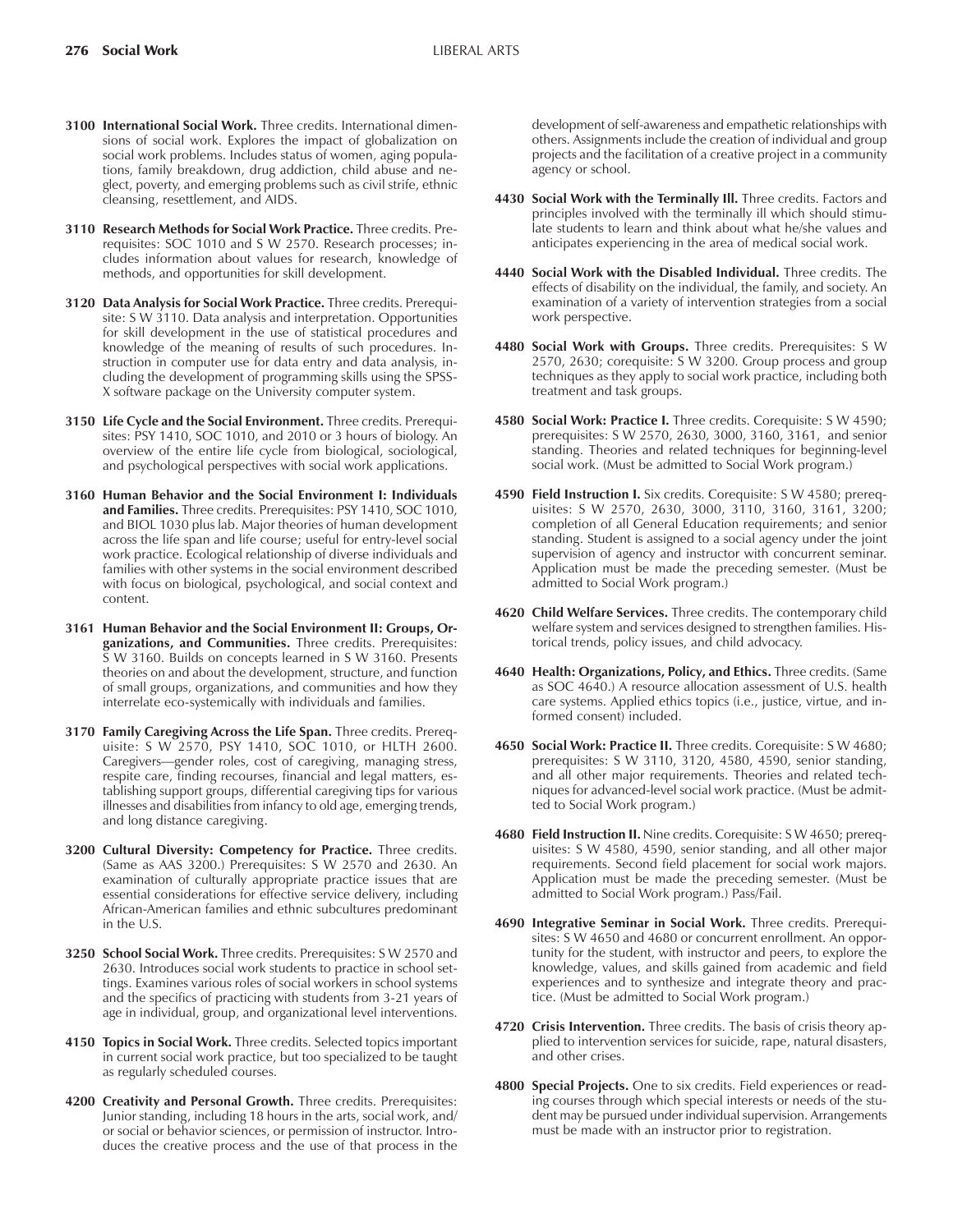**3100 International Social Work.** Three credits. International dimensions of social work. Explores the impact of globalization on social work problems. Includes status of women, aging populations, family breakdown, drug addiction, child abuse and neglect, poverty, and emerging problems such as civil strife, ethnic cleansing, resettlement, and AIDS.

**3110 Research Methods for Social Work Practice.** Three credits. Prerequisites: SOC 1010 and S W 2570. Research processes; includes information about values for research, knowledge of methods, and opportunities for skill development.

**3120 Data Analysis for Social Work Practice.** Three credits. Prerequisite: S W 3110. Data analysis and interpretation. Opportunities for skill development in the use of statistical procedures and knowledge of the meaning of results of such procedures. Instruction in computer use for data entry and data analysis, including the development of programming skills using the SPSS-X software package on the University computer system.

**3150 Life Cycle and the Social Environment.** Three credits. Prerequisites: PSY 1410, SOC 1010, and 2010 or 3 hours of biology. An overview of the entire life cycle from biological, sociological, and psychological perspectives with social work applications.

**3160 Human Behavior and the Social Environment I: Individuals and Families.** Three credits. Prerequisites: PSY 1410, SOC 1010, and BIOL 1030 plus lab. Major theories of human development across the life span and life course; useful for entry-level social work practice. Ecological relationship of diverse individuals and families with other systems in the social environment described with focus on biological, psychological, and social context and content.

**3161 Human Behavior and the Social Environment II: Groups, Organizations, and Communities.** Three credits. Prerequisites: S W 3160. Builds on concepts learned in S W 3160. Presents theories on and about the development, structure, and function of small groups, organizations, and communities and how they interrelate eco-systemically with individuals and families.

**3170 Family Caregiving Across the Life Span.** Three credits. Prerequisite: S W 2570, PSY 1410, SOC 1010, or HLTH 2600. Caregivers—gender roles, cost of caregiving, managing stress, respite care, finding recourses, financial and legal matters, establishing support groups, differential caregiving tips for various illnesses and disabilities from infancy to old age, emerging trends, and long distance caregiving.

**3200 Cultural Diversity: Competency for Practice.** Three credits. (Same as AAS 3200.) Prerequisites: S W 2570 and 2630. An examination of culturally appropriate practice issues that are essential considerations for effective service delivery, including African-American families and ethnic subcultures predominant in the U.S.

**3250 School Social Work.** Three credits. Prerequisites: S W 2570 and 2630. Introduces social work students to practice in school settings. Examines various roles of social workers in school systems and the specifics of practicing with students from 3-21 years of age in individual, group, and organizational level interventions.

**4150 Topics in Social Work.** Three credits. Selected topics important in current social work practice, but too specialized to be taught as regularly scheduled courses.

**4200 Creativity and Personal Growth.** Three credits. Prerequisites: Junior standing, including 18 hours in the arts, social work, and/or social or behavior sciences, or permission of instructor. Introduces the creative process and the use of that process in the development of self-awareness and empathetic relationships with others. Assignments include the creation of individual and group projects and the facilitation of a creative project in a community agency or school.

**4430 Social Work with the Terminally Ill.** Three credits. Factors and principles involved with the terminally ill which should stimulate students to learn and think about what he/she values and anticipates experiencing in the area of medical social work.

**4440 Social Work with the Disabled Individual.** Three credits. The effects of disability on the individual, the family, and society. An examination of a variety of intervention strategies from a social work perspective.

**4480 Social Work with Groups.** Three credits. Prerequisites: S W 2570, 2630; corequisite: S W 3200. Group process and group techniques as they apply to social work practice, including both treatment and task groups.

**4580 Social Work: Practice I.** Three credits. Corequisite: S W 4590; prerequisites: S W 2570, 2630, 3000, 3160, 3161, and senior standing. Theories and related techniques for beginning-level social work. (Must be admitted to Social Work program.)

**4590 Field Instruction I.** Six credits. Corequisite: S W 4580; prerequisites: S W 2570, 2630, 3000, 3110, 3160, 3161, 3200; completion of all General Education requirements; and senior standing. Student is assigned to a social agency under the joint supervision of agency and instructor with concurrent seminar. Application must be made the preceding semester. (Must be admitted to Social Work program.)

**4620 Child Welfare Services.** Three credits. The contemporary child welfare system and services designed to strengthen families. Historical trends, policy issues, and child advocacy.

**4640 Health: Organizations, Policy, and Ethics.** Three credits. (Same as SOC 4640.) A resource allocation assessment of U.S. health care systems. Applied ethics topics (i.e., justice, virtue, and informed consent) included.

**4650 Social Work: Practice II.** Three credits. Corequisite: S W 4680; prerequisites: S W 3110, 3120, 4580, 4590, senior standing, and all other major requirements. Theories and related techniques for advanced-level social work practice. (Must be admitted to Social Work program.)

**4680 Field Instruction II.** Nine credits. Corequisite: S W 4650; prerequisites: S W 4580, 4590, senior standing, and all other major requirements. Second field placement for social work majors. Application must be made the preceding semester. (Must be admitted to Social Work program.) Pass/Fail.

**4690 Integrative Seminar in Social Work.** Three credits. Prerequisites: S W 4650 and 4680 or concurrent enrollment. An opportunity for the student, with instructor and peers, to explore the knowledge, values, and skills gained from academic and field experiences and to synthesize and integrate theory and practice. (Must be admitted to Social Work program.)

**4720 Crisis Intervention.** Three credits. The basis of crisis theory applied to intervention services for suicide, rape, natural disasters, and other crises.

**4800 Special Projects.** One to six credits. Field experiences or reading courses through which special interests or needs of the student may be pursued under individual supervision. Arrangements must be made with an instructor prior to registration.